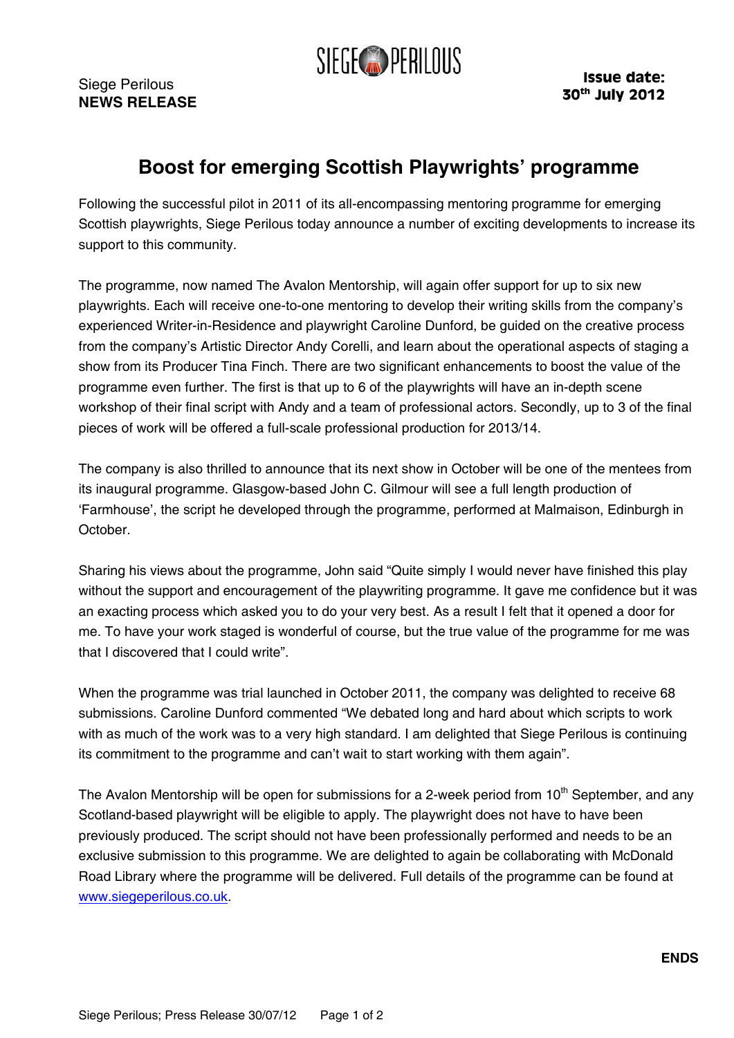Siege Perilous
**NEWS RELEASE**

SIEGE PERILOUS

**Issue date:**
**30th July 2012**

# Boost for emerging Scottish Playwrights' programme

Following the successful pilot in 2011 of its all-encompassing mentoring programme for emerging Scottish playwrights, Siege Perilous today announce a number of exciting developments to increase its support to this community.

The programme, now named The Avalon Mentorship, will again offer support for up to six new playwrights. Each will receive one-to-one mentoring to develop their writing skills from the company's experienced Writer-in-Residence and playwright Caroline Dunford, be guided on the creative process from the company's Artistic Director Andy Corelli, and learn about the operational aspects of staging a show from its Producer Tina Finch. There are two significant enhancements to boost the value of the programme even further. The first is that up to 6 of the playwrights will have an in-depth scene workshop of their final script with Andy and a team of professional actors. Secondly, up to 3 of the final pieces of work will be offered a full-scale professional production for 2013/14.

The company is also thrilled to announce that its next show in October will be one of the mentees from its inaugural programme. Glasgow-based John C. Gilmour will see a full length production of 'Farmhouse', the script he developed through the programme, performed at Malmaison, Edinburgh in October.

Sharing his views about the programme, John said "Quite simply I would never have finished this play without the support and encouragement of the playwriting programme. It gave me confidence but it was an exacting process which asked you to do your very best. As a result I felt that it opened a door for me. To have your work staged is wonderful of course, but the true value of the programme for me was that I discovered that I could write".

When the programme was trial launched in October 2011, the company was delighted to receive 68 submissions. Caroline Dunford commented "We debated long and hard about which scripts to work with as much of the work was to a very high standard. I am delighted that Siege Perilous is continuing its commitment to the programme and can't wait to start working with them again".

The Avalon Mentorship will be open for submissions for a 2-week period from 10th September, and any Scotland-based playwright will be eligible to apply. The playwright does not have to have been previously produced. The script should not have been professionally performed and needs to be an exclusive submission to this programme. We are delighted to again be collaborating with McDonald Road Library where the programme will be delivered. Full details of the programme can be found at www.siegeperilous.co.uk.

**ENDS**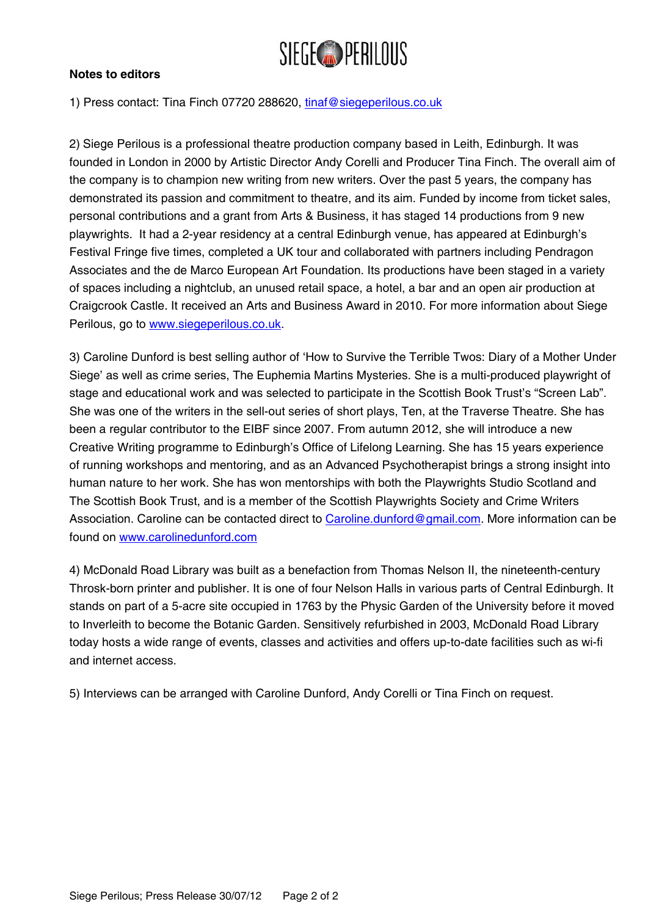**Notes to editors**

1) Press contact: Tina Finch 07720 288620, tinaf@siegeperilous.co.uk

2) Siege Perilous is a professional theatre production company based in Leith, Edinburgh. It was founded in London in 2000 by Artistic Director Andy Corelli and Producer Tina Finch. The overall aim of the company is to champion new writing from new writers. Over the past 5 years, the company has demonstrated its passion and commitment to theatre, and its aim. Funded by income from ticket sales, personal contributions and a grant from Arts & Business, it has staged 14 productions from 9 new playwrights. It had a 2-year residency at a central Edinburgh venue, has appeared at Edinburgh's Festival Fringe five times, completed a UK tour and collaborated with partners including Pendragon Associates and the de Marco European Art Foundation. Its productions have been staged in a variety of spaces including a nightclub, an unused retail space, a hotel, a bar and an open air production at Craigcrook Castle. It received an Arts and Business Award in 2010. For more information about Siege Perilous, go to www.siegeperilous.co.uk.

3) Caroline Dunford is best selling author of 'How to Survive the Terrible Twos: Diary of a Mother Under Siege' as well as crime series, The Euphemia Martins Mysteries. She is a multi-produced playwright of stage and educational work and was selected to participate in the Scottish Book Trust's "Screen Lab". She was one of the writers in the sell-out series of short plays, Ten, at the Traverse Theatre. She has been a regular contributor to the EIBF since 2007. From autumn 2012, she will introduce a new Creative Writing programme to Edinburgh's Office of Lifelong Learning. She has 15 years experience of running workshops and mentoring, and as an Advanced Psychotherapist brings a strong insight into human nature to her work. She has won mentorships with both the Playwrights Studio Scotland and The Scottish Book Trust, and is a member of the Scottish Playwrights Society and Crime Writers Association. Caroline can be contacted direct to Caroline.dunford@gmail.com. More information can be found on www.carolinedunford.com

4) McDonald Road Library was built as a benefaction from Thomas Nelson II, the nineteenth-century Throsk-born printer and publisher. It is one of four Nelson Halls in various parts of Central Edinburgh. It stands on part of a 5-acre site occupied in 1763 by the Physic Garden of the University before it moved to Inverleith to become the Botanic Garden. Sensitively refurbished in 2003, McDonald Road Library today hosts a wide range of events, classes and activities and offers up-to-date facilities such as wi-fi and internet access.

5) Interviews can be arranged with Caroline Dunford, Andy Corelli or Tina Finch on request.